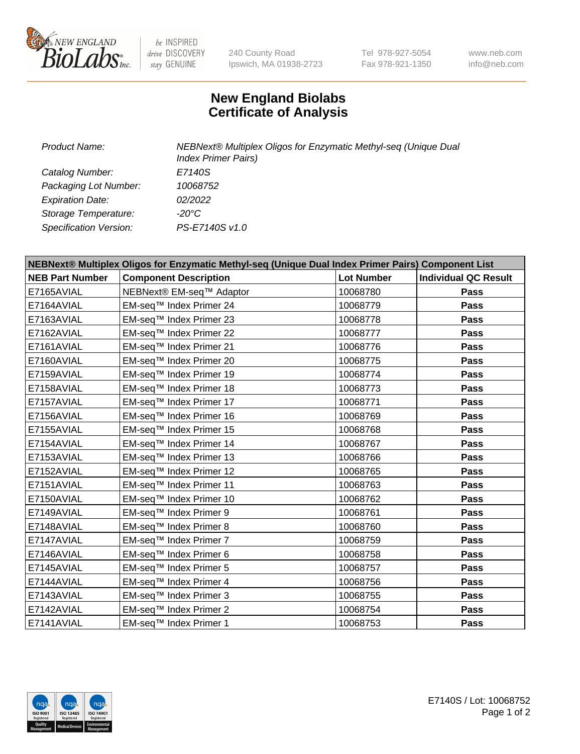New England BioLabs Inc. — be INSPIRED drive DISCOVERY stay GENUINE

240 County Road
Ipswich, MA 01938-2723

Tel 978-927-5054
Fax 978-921-1350

www.neb.com
info@neb.com

# New England Biolabs
# Certificate of Analysis

| | |
|---|---|
| *Product Name:* | *NEBNext® Multiplex Oligos for Enzymatic Methyl-seq (Unique Dual Index Primer Pairs)* |
| *Catalog Number:* | *E7140S* |
| *Packaging Lot Number:* | *10068752* |
| *Expiration Date:* | *02/2022* |
| *Storage Temperature:* | *-20°C* |
| *Specification Version:* | *PS-E7140S v1.0* |

| NEBNext® Multiplex Oligos for Enzymatic Methyl-seq (Unique Dual Index Primer Pairs) Component List | | | |
|---|---|---|---|
| **NEB Part Number** | **Component Description** | **Lot Number** | **Individual QC Result** |
| E7165AVIAL | NEBNext® EM-seq™ Adaptor | 10068780 | **Pass** |
| E7164AVIAL | EM-seq™ Index Primer 24 | 10068779 | **Pass** |
| E7163AVIAL | EM-seq™ Index Primer 23 | 10068778 | **Pass** |
| E7162AVIAL | EM-seq™ Index Primer 22 | 10068777 | **Pass** |
| E7161AVIAL | EM-seq™ Index Primer 21 | 10068776 | **Pass** |
| E7160AVIAL | EM-seq™ Index Primer 20 | 10068775 | **Pass** |
| E7159AVIAL | EM-seq™ Index Primer 19 | 10068774 | **Pass** |
| E7158AVIAL | EM-seq™ Index Primer 18 | 10068773 | **Pass** |
| E7157AVIAL | EM-seq™ Index Primer 17 | 10068771 | **Pass** |
| E7156AVIAL | EM-seq™ Index Primer 16 | 10068769 | **Pass** |
| E7155AVIAL | EM-seq™ Index Primer 15 | 10068768 | **Pass** |
| E7154AVIAL | EM-seq™ Index Primer 14 | 10068767 | **Pass** |
| E7153AVIAL | EM-seq™ Index Primer 13 | 10068766 | **Pass** |
| E7152AVIAL | EM-seq™ Index Primer 12 | 10068765 | **Pass** |
| E7151AVIAL | EM-seq™ Index Primer 11 | 10068763 | **Pass** |
| E7150AVIAL | EM-seq™ Index Primer 10 | 10068762 | **Pass** |
| E7149AVIAL | EM-seq™ Index Primer 9 | 10068761 | **Pass** |
| E7148AVIAL | EM-seq™ Index Primer 8 | 10068760 | **Pass** |
| E7147AVIAL | EM-seq™ Index Primer 7 | 10068759 | **Pass** |
| E7146AVIAL | EM-seq™ Index Primer 6 | 10068758 | **Pass** |
| E7145AVIAL | EM-seq™ Index Primer 5 | 10068757 | **Pass** |
| E7144AVIAL | EM-seq™ Index Primer 4 | 10068756 | **Pass** |
| E7143AVIAL | EM-seq™ Index Primer 3 | 10068755 | **Pass** |
| E7142AVIAL | EM-seq™ Index Primer 2 | 10068754 | **Pass** |
| E7141AVIAL | EM-seq™ Index Primer 1 | 10068753 | **Pass** |

ISO 9001 Registered Quality Management | ISO 13485 Registered Medical Devices | ISO 14001 Registered Environmental Management

E7140S / Lot: 10068752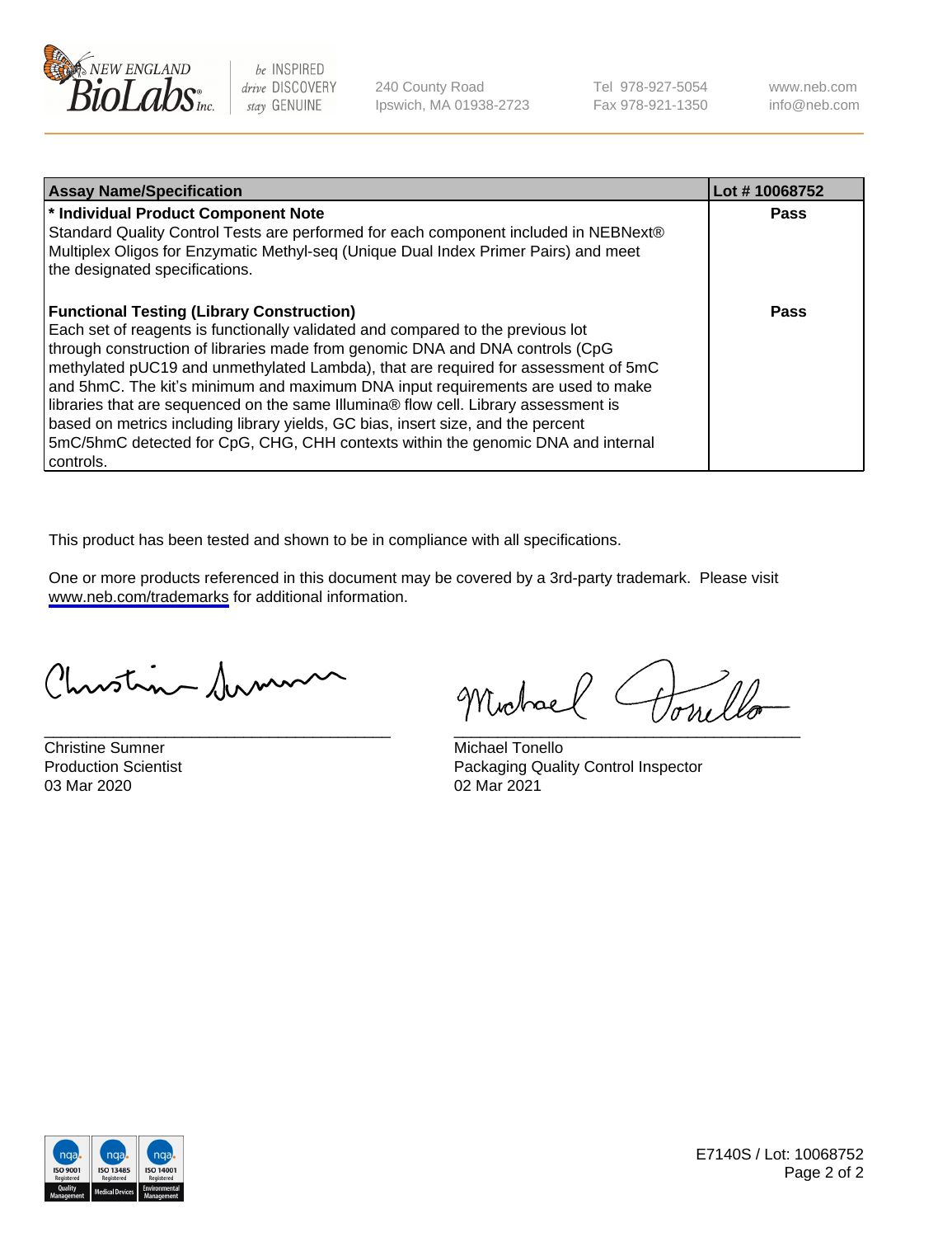| Assay Name/Specification | Lot # 10068752 |
| --- | --- |
| **\* Individual Product Component Note**<br>Standard Quality Control Tests are performed for each component included in NEBNext® Multiplex Oligos for Enzymatic Methyl-seq (Unique Dual Index Primer Pairs) and meet the designated specifications. | **Pass** |
| **Functional Testing (Library Construction)**<br>Each set of reagents is functionally validated and compared to the previous lot through construction of libraries made from genomic DNA and DNA controls (CpG methylated pUC19 and unmethylated Lambda), that are required for assessment of 5mC and 5hmC. The kit's minimum and maximum DNA input requirements are used to make libraries that are sequenced on the same Illumina® flow cell. Library assessment is based on metrics including library yields, GC bias, insert size, and the percent 5mC/5hmC detected for CpG, CHG, CHH contexts within the genomic DNA and internal controls. | **Pass** |

This product has been tested and shown to be in compliance with all specifications.

One or more products referenced in this document may be covered by a 3rd-party trademark. Please visit www.neb.com/trademarks for additional information.

Christine Sumner
Production Scientist
03 Mar 2020

Michael Tonello
Packaging Quality Control Inspector
02 Mar 2021

E7140S / Lot: 10068752